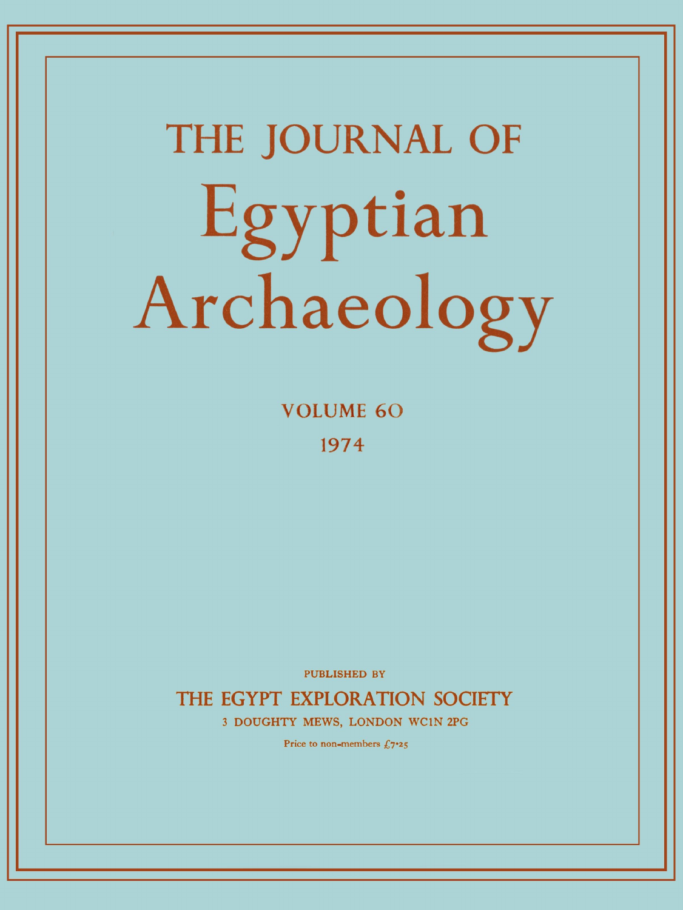# THE JOURNAL OF Egyptian Archaeology

VOLUME 60

1974

PUBLISHED BY

THE EGYPT EXPLORATION SOCIETY

3 DOUGHTY MEWS, LONDON WC1N 2PG

Price to non-members £7·25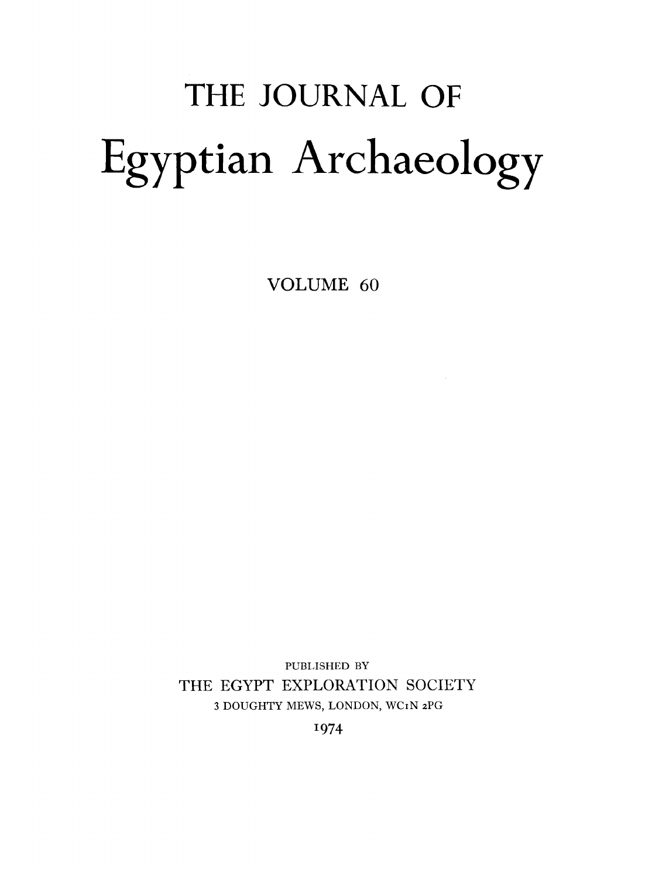# THE JOURNAL OF

# Egyptian Archaeology

VOLUME 60

PUBLISHED BY

THE EGYPT EXPLORATION SOCIETY

3 DOUGHTY MEWS, LONDON, WC1N 2PG

1974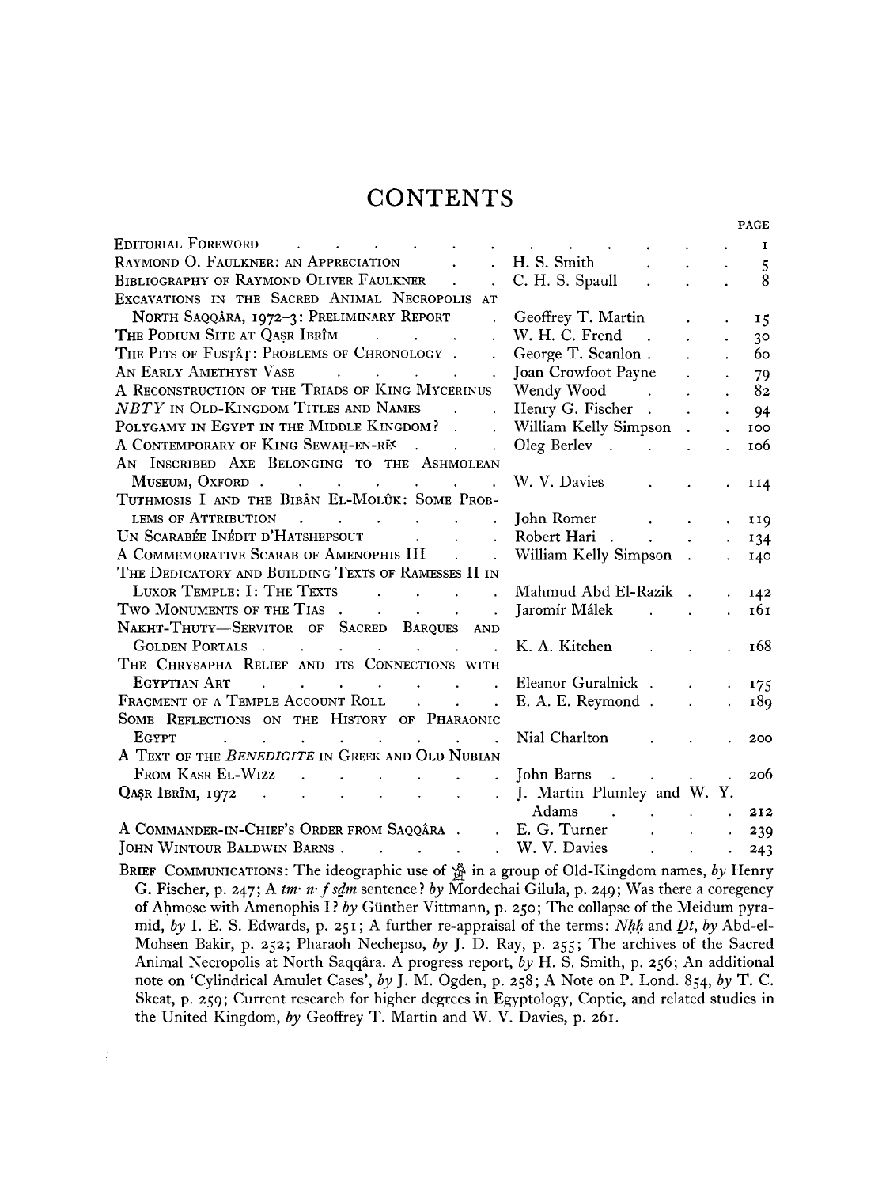# CONTENTS

| | | PAGE |
|---|---|---|
| Editorial Foreword | | 1 |
| Raymond O. Faulkner: An Appreciation | H. S. Smith | 5 |
| Bibliography of Raymond Oliver Faulkner | C. H. S. Spaull | 8 |
| Excavations in the Sacred Animal Necropolis at North Saqqâra, 1972–3: Preliminary Report | Geoffrey T. Martin | 15 |
| The Podium Site at Qaṣr Ibrîm | W. H. C. Frend | 30 |
| The Pits of Fusṭâṭ: Problems of Chronology | George T. Scanlon | 60 |
| An Early Amethyst Vase | Joan Crowfoot Payne | 79 |
| A Reconstruction of the Triads of King Mycerinus | Wendy Wood | 82 |
| *NBTY* in Old-Kingdom Titles and Names | Henry G. Fischer | 94 |
| Polygamy in Egypt in the Middle Kingdom? | William Kelly Simpson | 100 |
| A Contemporary of King Sewaḥ-en-Rēʿ | Oleg Berlev | 106 |
| An Inscribed Axe Belonging to the Ashmolean Museum, Oxford | W. V. Davies | 114 |
| Tuthmosis I and the Bibân el-Molûk: Some Problems of Attribution | John Romer | 119 |
| Un Scarabée Inédit d'Hatshepsout | Robert Hari | 134 |
| A Commemorative Scarab of Amenophis III | William Kelly Simpson | 140 |
| The Dedicatory and Building Texts of Ramesses II in Luxor Temple: I: The Texts | Mahmud Abd El-Razik | 142 |
| Two Monuments of the Tias | Jaromír Málek | 161 |
| Nakht-Thuty—Servitor of Sacred Barques and Golden Portals | K. A. Kitchen | 168 |
| The Chrysapha Relief and its Connections with Egyptian Art | Eleanor Guralnick | 175 |
| Fragment of a Temple Account Roll | E. A. E. Reymond | 189 |
| Some Reflections on the History of Pharaonic Egypt | Nial Charlton | 200 |
| A Text of the *Benedicite* in Greek and Old Nubian from Kasr el-Wizz | John Barns | 206 |
| Qaṣr Ibrîm, 1972 | J. Martin Plumley and W. Y. Adams | 212 |
| A Commander-in-Chief's Order from Saqqâra | E. G. Turner | 239 |
| John Wintour Baldwin Barns | W. V. Davies | 243 |

Brief Communications: The ideographic use of 𓀀 in a group of Old-Kingdom names, *by* Henry G. Fischer, p. 247; A *tm· n·f sḏm* sentence? *by* Mordechai Gilula, p. 249; Was there a coregency of Aḥmose with Amenophis I? *by* Günther Vittmann, p. 250; The collapse of the Meidum pyramid, *by* I. E. S. Edwards, p. 251; A further re-appraisal of the terms: *Nḥḥ* and *Ḏt*, *by* Abd-el-Mohsen Bakir, p. 252; Pharaoh Nechepso, *by* J. D. Ray, p. 255; The archives of the Sacred Animal Necropolis at North Saqqâra. A progress report, *by* H. S. Smith, p. 256; An additional note on 'Cylindrical Amulet Cases', *by* J. M. Ogden, p. 258; A Note on P. Lond. 854, *by* T. C. Skeat, p. 259; Current research for higher degrees in Egyptology, Coptic, and related studies in the United Kingdom, *by* Geoffrey T. Martin and W. V. Davies, p. 261.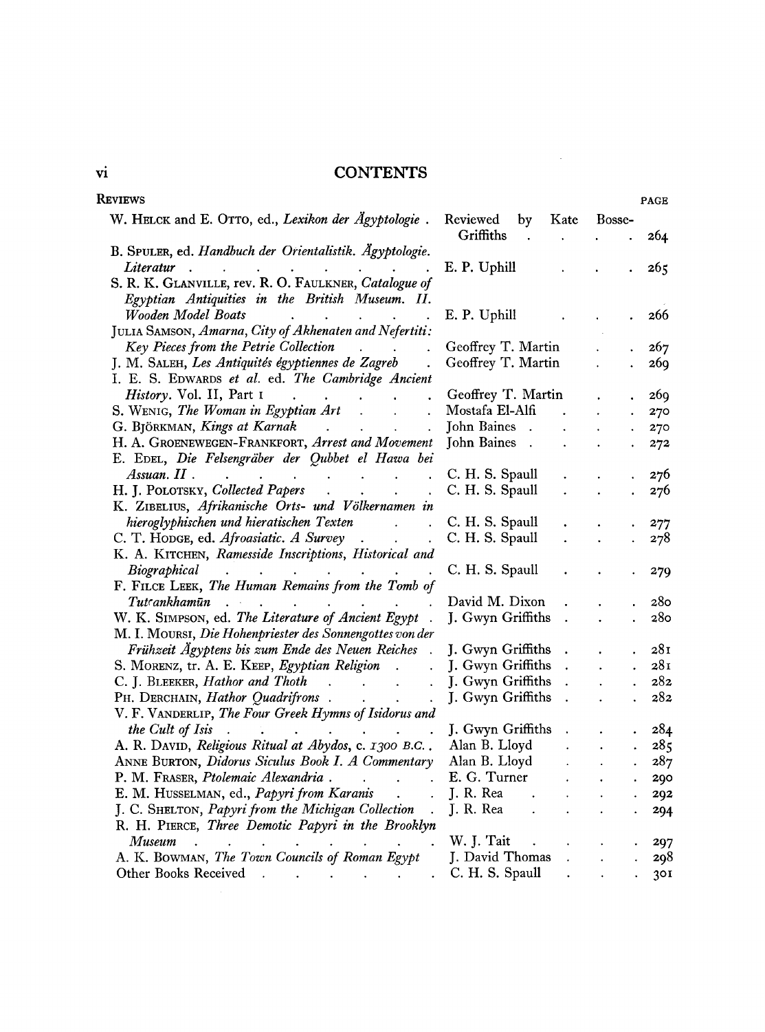# CONTENTS

## REVIEWS

| | | PAGE |
|---|---|---|
| W. HELCK and E. OTTO, ed., *Lexikon der Ägyptologie* | Reviewed by Kate Bosse-Griffiths | 264 |
| B. SPULER, ed. *Handbuch der Orientalistik. Ägyptologie. Literatur* | E. P. Uphill | 265 |
| S. R. K. GLANVILLE, rev. R. O. FAULKNER, *Catalogue of Egyptian Antiquities in the British Museum. II. Wooden Model Boats* | E. P. Uphill | 266 |
| JULIA SAMSON, *Amarna, City of Akhenaten and Nefertiti: Key Pieces from the Petrie Collection* | Geoffrey T. Martin | 267 |
| J. M. SALEH, *Les Antiquités égyptiennes de Zagreb* | Geoffrey T. Martin | 269 |
| I. E. S. EDWARDS *et al.* ed. *The Cambridge Ancient History*. Vol. II, Part I | Geoffrey T. Martin | 269 |
| S. WENIG, *The Woman in Egyptian Art* | Mostafa El-Alfi | 270 |
| G. BJÖRKMAN, *Kings at Karnak* | John Baines | 270 |
| H. A. GROENEWEGEN-FRANKFORT, *Arrest and Movement* | John Baines | 272 |
| E. EDEL, *Die Felsengräber der Qubbet el Hawa bei Assuan. II* | C. H. S. Spaull | 276 |
| H. J. POLOTSKY, *Collected Papers* | C. H. S. Spaull | 276 |
| K. ZIBELIUS, *Afrikanische Orts- und Völkernamen in hieroglyphischen und hieratischen Texten* | C. H. S. Spaull | 277 |
| C. T. HODGE, ed. *Afroasiatic. A Survey* | C. H. S. Spaull | 278 |
| K. A. KITCHEN, *Ramesside Inscriptions, Historical and Biographical* | C. H. S. Spaull | 279 |
| F. FILCE LEEK, *The Human Remains from the Tomb of Tutʿankhamūn* | David M. Dixon | 280 |
| W. K. SIMPSON, ed. *The Literature of Ancient Egypt* | J. Gwyn Griffiths | 280 |
| M. I. MOURSI, *Die Hohenpriester des Sonnengottes von der Frühzeit Ägyptens bis zum Ende des Neuen Reiches* | J. Gwyn Griffiths | 281 |
| S. MORENZ, tr. A. E. KEEP, *Egyptian Religion* | J. Gwyn Griffiths | 281 |
| C. J. BLEEKER, *Hathor and Thoth* | J. Gwyn Griffiths | 282 |
| PH. DERCHAIN, *Hathor Quadrifrons* | J. Gwyn Griffiths | 282 |
| V. F. VANDERLIP, *The Four Greek Hymns of Isidorus and the Cult of Isis* | J. Gwyn Griffiths | 284 |
| A. R. DAVID, *Religious Ritual at Abydos*, c. *1300 B.C.* | Alan B. Lloyd | 285 |
| ANNE BURTON, *Didorus Siculus Book I. A Commentary* | Alan B. Lloyd | 287 |
| P. M. FRASER, *Ptolemaic Alexandria* | E. G. Turner | 290 |
| E. M. HUSSELMAN, ed., *Papyri from Karanis* | J. R. Rea | 292 |
| J. C. SHELTON, *Papyri from the Michigan Collection* | J. R. Rea | 294 |
| R. H. PIERCE, *Three Demotic Papyri in the Brooklyn Museum* | W. J. Tait | 297 |
| A. K. BOWMAN, *The Town Councils of Roman Egypt* | J. David Thomas | 298 |
| Other Books Received | C. H. S. Spaull | 301 |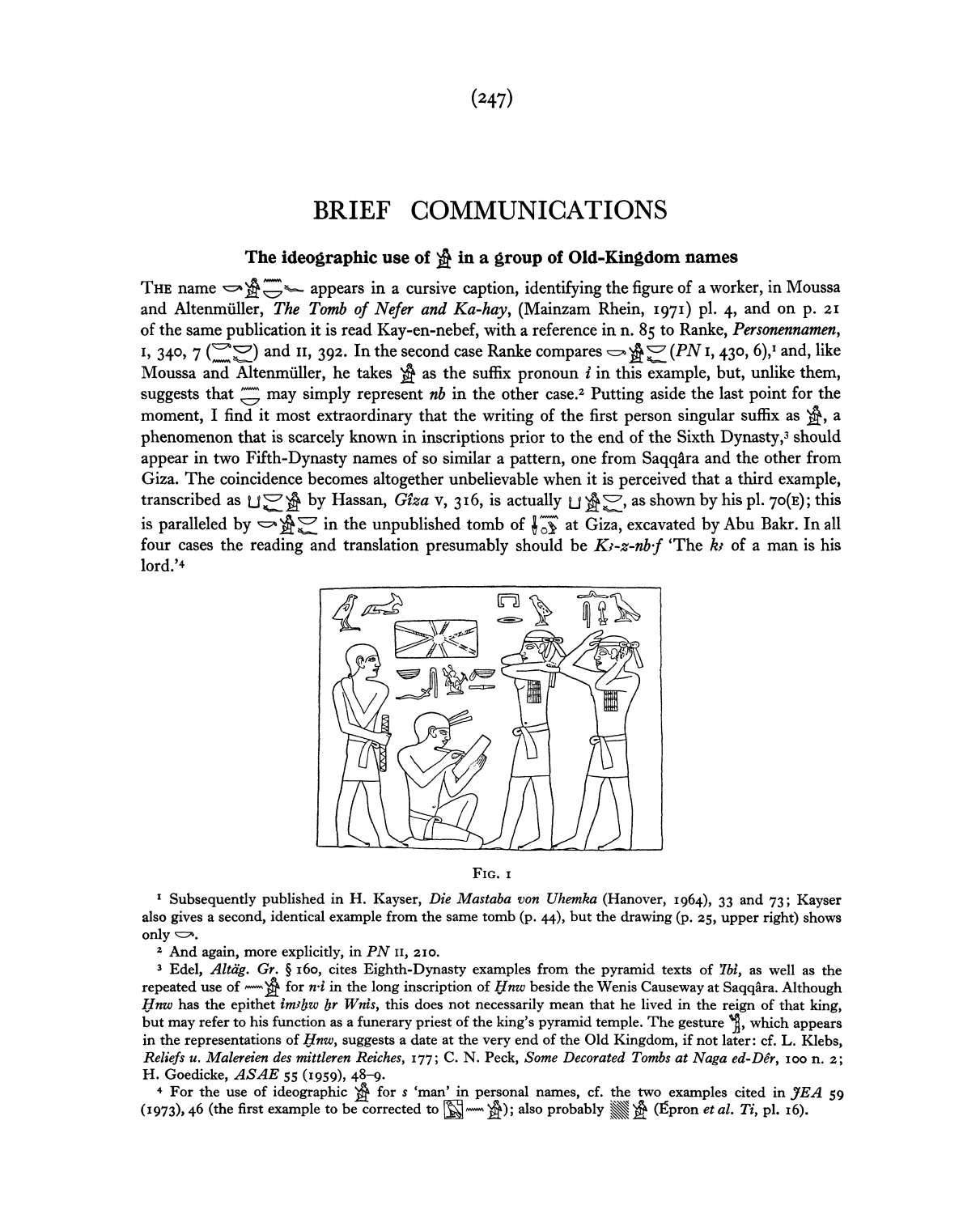# BRIEF COMMUNICATIONS

## The ideographic use of 𓀀 in a group of Old-Kingdom names

THE name [hieroglyphs] appears in a cursive caption, identifying the figure of a worker, in Moussa and Altenmüller, *The Tomb of Nefer and Ka-hay*, (Mainzam Rhein, 1971) pl. 4, and on p. 21 of the same publication it is read Kay-en-nebef, with a reference in n. 85 to Ranke, *Personennamen*, I, 340, 7 ([hieroglyphs]) and II, 392. In the second case Ranke compares [hieroglyphs] (*PN* I, 430, 6),[1] and, like Moussa and Altenmüller, he takes 𓀀 as the suffix pronoun *i* in this example, but, unlike them, suggests that [hieroglyph] may simply represent *nb* in the other case.[2] Putting aside the last point for the moment, I find it most extraordinary that the writing of the first person singular suffix as 𓀀, a phenomenon that is scarcely known in inscriptions prior to the end of the Sixth Dynasty,[3] should appear in two Fifth-Dynasty names of so similar a pattern, one from Saqqâra and the other from Giza. The coincidence becomes altogether unbelievable when it is perceived that a third example, transcribed as [hieroglyphs] by Hassan, *Gîza* v, 316, is actually [hieroglyphs], as shown by his pl. 70(E); this is paralleled by [hieroglyphs] in the unpublished tomb of [hieroglyphs] at Giza, excavated by Abu Bakr. In all four cases the reading and translation presumably should be *Kꜣ-z-nb·f* 'The *kꜣ* of a man is his lord.'[4]

FIG. 1

[1] Subsequently published in H. Kayser, *Die Mastaba von Uhemka* (Hanover, 1964), 33 and 73; Kayser also gives a second, identical example from the same tomb (p. 44), but the drawing (p. 25, upper right) shows only [hieroglyph].

[2] And again, more explicitly, in *PN* II, 210.

[3] Edel, *Altäg. Gr.* § 160, cites Eighth-Dynasty examples from the pyramid texts of *Ibi*, as well as the repeated use of [hieroglyphs] for *n·i* in the long inscription of *Ḥnw* beside the Wenis Causeway at Saqqâra. Although *Ḥnw* has the epithet *imꜣḫw ḫr Wnis*, this does not necessarily mean that he lived in the reign of that king, but may refer to his function as a funerary priest of the king's pyramid temple. The gesture [hieroglyph], which appears in the representations of *Ḥnw*, suggests a date at the very end of the Old Kingdom, if not later: cf. L. Klebs, *Reliefs u. Malereien des mittleren Reiches*, 177; C. N. Peck, *Some Decorated Tombs at Naga ed-Dêr*, 100 n. 2; H. Goedicke, *ASAE* 55 (1959), 48–9.

[4] For the use of ideographic 𓀀 for *s* 'man' in personal names, cf. the two examples cited in *JEA* 59 (1973), 46 (the first example to be corrected to [hieroglyphs]); also probably [hieroglyphs] (Épron *et al. Ti*, pl. 16).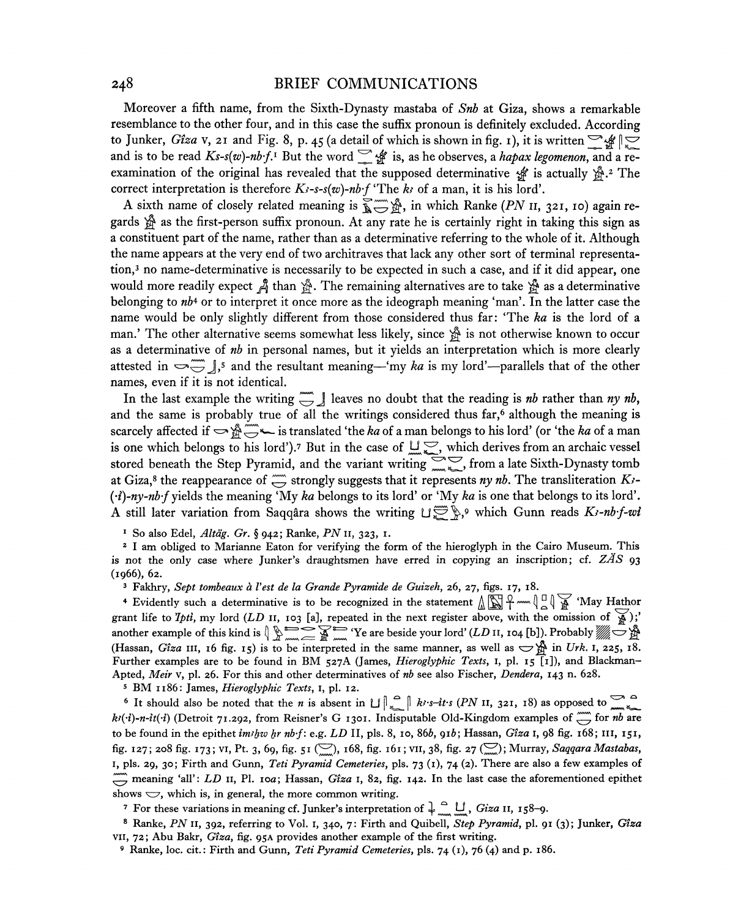Moreover a fifth name, from the Sixth-Dynasty mastaba of *Snb* at Giza, shows a remarkable resemblance to the other four, and in this case the suffix pronoun is definitely excluded. According to Junker, *Gîza* v, 21 and Fig. 8, p. 45 (a detail of which is shown in fig. 1), it is written [hieroglyphs] and is to be read *Ks-s(w)-nb·f*.[1] But the word [hieroglyphs] is, as he observes, a *hapax legomenon*, and a re-examination of the original has revealed that the supposed determinative [hieroglyph] is actually [hieroglyph].[2] The correct interpretation is therefore *Kꜣ-s-s(w)-nb·f* 'The *kꜣ* of a man, it is his lord'.

A sixth name of closely related meaning is [hieroglyphs], in which Ranke (*PN* II, 321, 10) again regards [hieroglyph] as the first-person suffix pronoun. At any rate he is certainly right in taking this sign as a constituent part of the name, rather than as a determinative referring to the whole of it. Although the name appears at the very end of two architraves that lack any other sort of terminal representation,[3] no name-determinative is necessarily to be expected in such a case, and if it did appear, one would more readily expect [hieroglyph] than [hieroglyph]. The remaining alternatives are to take [hieroglyph] as a determinative belonging to *nb*[4] or to interpret it once more as the ideograph meaning 'man'. In the latter case the name would be only slightly different from those considered thus far: 'The *ka* is the lord of a man.' The other alternative seems somewhat less likely, since [hieroglyph] is not otherwise known to occur as a determinative of *nb* in personal names, but it yields an interpretation which is more clearly attested in [hieroglyphs],[5] and the resultant meaning—'my *ka* is my lord'—parallels that of the other names, even if it is not identical.

In the last example the writing [hieroglyphs] leaves no doubt that the reading is *nb* rather than *ny nb*, and the same is probably true of all the writings considered thus far,[6] although the meaning is scarcely affected if [hieroglyphs] is translated 'the *ka* of a man belongs to his lord' (or 'the *ka* of a man is one which belongs to his lord').[7] But in the case of [hieroglyphs], which derives from an archaic vessel stored beneath the Step Pyramid, and the variant writing [hieroglyphs], from a late Sixth-Dynasty tomb at Giza,[8] the reappearance of [hieroglyph] strongly suggests that it represents *ny nb*. The transliteration *Kꜣ-(·i)-ny-nb·f* yields the meaning 'My *ka* belongs to its lord' or 'My *ka* is one that belongs to its lord'. A still later variation from Saqqâra shows the writing [hieroglyphs],[9] which Gunn reads *Kꜣ-nb·f-wỉ*

[1] So also Edel, *Altäg. Gr.* § 942; Ranke, *PN* II, 323, 1.

[2] I am obliged to Marianne Eaton for verifying the form of the hieroglyph in the Cairo Museum. This is not the only case where Junker's draughtsmen have erred in copying an inscription; cf. *ZÄS* 93 (1966), 62.

[3] Fakhry, *Sept tombeaux à l'est de la Grande Pyramide de Guizeh*, 26, 27, figs. 17, 18.

[4] Evidently such a determinative is to be recognized in the statement [hieroglyphs] 'May Hathor grant life to *Ỉptỉ*, my lord (*LD* II, 103 [a], repeated in the next register above, with the omission of [hieroglyph]);' another example of this kind is [hieroglyphs] 'Ye are beside your lord' (*LD* II, 104 [b]). Probably [hieroglyphs] (Hassan, *Gîza* III, 16 fig. 15) is to be interpreted in the same manner, as well as [hieroglyphs] in *Urk.* I, 225, 18. Further examples are to be found in BM 527A (James, *Hieroglyphic Texts*, I, pl. 15 [1]), and Blackman–Apted, *Meir* v, pl. 26. For this and other determinatives of *nb* see also Fischer, *Dendera*, 143 n. 628.

[5] BM 1186: James, *Hieroglyphic Texts*, I, pl. 12.

[6] It should also be noted that the *n* is absent in [hieroglyphs] *kꜣ·s–ỉt·s* (*PN* II, 321, 18) as opposed to [hieroglyphs] *kꜣ(·i)-n-ỉt(·i)* (Detroit 71.292, from Reisner's G 1301. Indisputable Old-Kingdom examples of [hieroglyph] for *nb* are to be found in the epithet *imꜣḫw ḫr nb·f*: e.g. *LD* II, pls. 8, 10, 86*b*, 91*b*; Hassan, *Gîza* I, 98 fig. 168; III, 151, fig. 127; 208 fig. 173; VI, Pt. 3, 69, fig. 51 ([hieroglyph]), 168, fig. 161; VII, 38, fig. 27 ([hieroglyph]); Murray, *Saqqara Mastabas*, I, pls. 29, 30; Firth and Gunn, *Teti Pyramid Cemeteries*, pls. 73 (1), 74 (2). There are also a few examples of [hieroglyph] meaning 'all': *LD* II, Pl. 10*a*; Hassan, *Gîza* I, 82, fig. 142. In the last case the aforementioned epithet shows [hieroglyph], which is, in general, the more common writing.

[7] For these variations in meaning cf. Junker's interpretation of [hieroglyphs], *Gîza* II, 158–9.

[8] Ranke, *PN* II, 392, referring to Vol. I, 340, 7: Firth and Quibell, *Step Pyramid*, pl. 91 (3); Junker, *Gîza* VII, 72; Abu Bakr, *Gîza*, fig. 95A provides another example of the first writing.

[9] Ranke, loc. cit.: Firth and Gunn, *Teti Pyramid Cemeteries*, pls. 74 (1), 76 (4) and p. 186.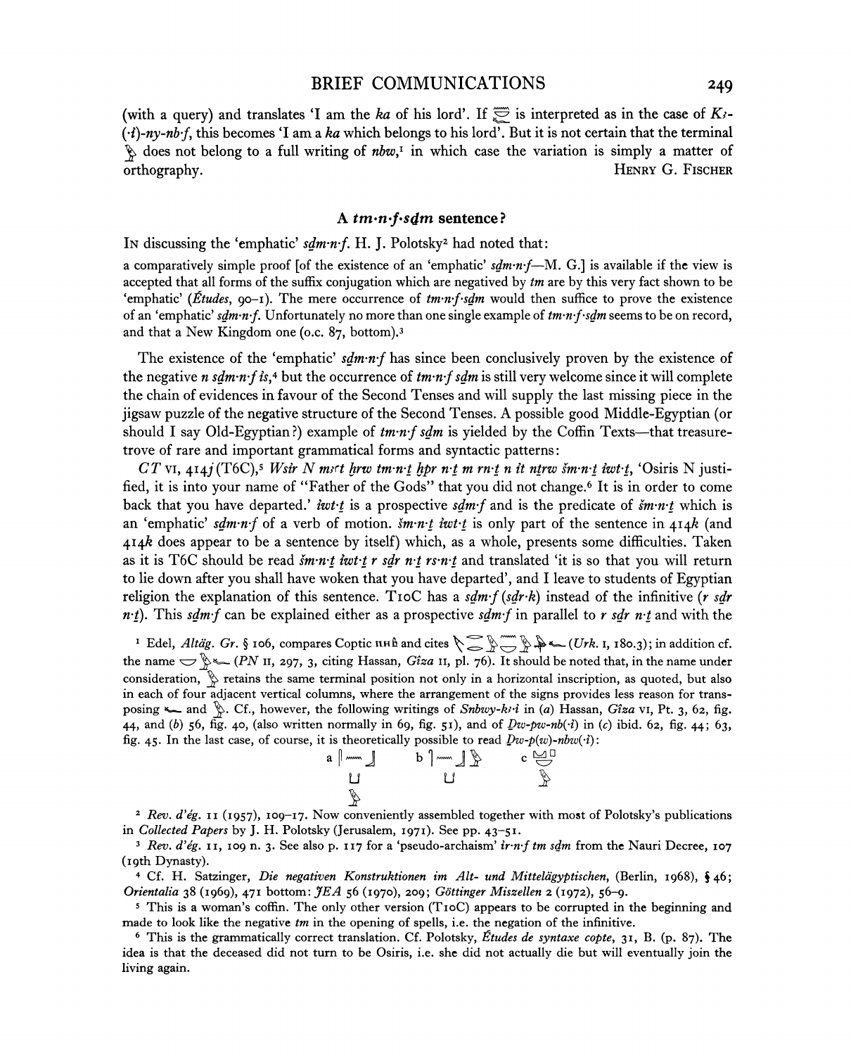(with a query) and translates 'I am the *ka* of his lord'. If [hieroglyph] is interpreted as in the case of *Kꜣ-(·i)-ny-nb·f*, this becomes 'I am a *ka* which belongs to his lord'. But it is not certain that the terminal [hieroglyph] does not belong to a full writing of *nbw*,[1] in which case the variation is simply a matter of orthography.

HENRY G. FISCHER

### A *tm·n·f·sḏm* sentence?

IN discussing the 'emphatic' *sḏm·n·f*. H. J. Polotsky[2] had noted that:

a comparatively simple proof [of the existence of an 'emphatic' *sḏm·n·f*—M. G.] is available if the view is accepted that all forms of the suffix conjugation which are negatived by *tm* are by this very fact shown to be 'emphatic' (*Études*, 90–1). The mere occurrence of *tm·n·f·sḏm* would then suffice to prove the existence of an 'emphatic' *sḏm·n·f*. Unfortunately no more than one single example of *tm·n·f·sḏm* seems to be on record, and that a New Kingdom one (o.c. 87, bottom).[3]

The existence of the 'emphatic' *sḏm·n·f* has since been conclusively proven by the existence of the negative *n sḏm·n·f is*,[4] but the occurrence of *tm·n·f sḏm* is still very welcome since it will complete the chain of evidences in favour of the Second Tenses and will supply the last missing piece in the jigsaw puzzle of the negative structure of the Second Tenses. A possible good Middle-Egyptian (or should I say Old-Egyptian?) example of *tm·n·f sḏm* is yielded by the Coffin Texts—that treasure-trove of rare and important grammatical forms and syntactic patterns:

*CT* VI, 414*j* (T6C),[5] *Wsir N mꜣꜥt ḫrw tm·n·ṯ ḫpr n·ṯ m rn·ṯ n it nṯrw šm·n·ṯ iwt·ṯ*, 'Osiris N justified, it is into your name of "Father of the Gods" that you did not change.[6] It is in order to come back that you have departed.' *iwt·ṯ* is a prospective *sḏm·f* and is the predicate of *šm·n·ṯ* which is an 'emphatic' *sḏm·n·f* of a verb of motion. *šm·n·ṯ iwt·ṯ* is only part of the sentence in 414*k* (and 414*k* does appear to be a sentence by itself) which, as a whole, presents some difficulties. Taken as it is T6C should be read *šm·n·ṯ iwt·ṯ r sḏr n·ṯ rs·n·ṯ* and translated 'it is so that you will return to lie down after you shall have woken that you have departed', and I leave to students of Egyptian religion the explanation of this sentence. T10C has a *sḏm·f* (*sḏr·k*) instead of the infinitive (*r sḏr n·ṯ*). This *sḏm·f* can be explained either as a prospective *sḏm·f* in parallel to *r sḏr n·ṯ* and with the

[1] Edel, *Altäg. Gr.* § 106, compares Coptic ⲛⲏⲃ and cites [hieroglyphs] (*Urk.* I, 180.3); in addition cf. the name [hieroglyphs] (*PN* II, 297, 3, citing Hassan, *Gîza* II, pl. 76). It should be noted that, in the name under consideration, [hieroglyph] retains the same terminal position not only in a horizontal inscription, as quoted, but also in each of four adjacent vertical columns, where the arrangement of the signs provides less reason for transposing [hieroglyph] and [hieroglyph]. Cf., however, the following writings of *Snbwy-kꜣ·i* in (*a*) Hassan, *Gîza* VI, Pt. 3, 62, fig. 44, and (*b*) 56, fig. 40, (also written normally in 69, fig. 51), and of *Ḏw-pw-nb(·i)* in (*c*) ibid. 62, fig. 44; 63, fig. 45. In the last case, of course, it is theoretically possible to read *Ḏw-p(w)-nbw(·i)*:

a [hieroglyphs] b [hieroglyphs] c [hieroglyphs]

[2] *Rev. d'ég.* 11 (1957), 109–17. Now conveniently assembled together with most of Polotsky's publications in *Collected Papers* by J. H. Polotsky (Jerusalem, 1971). See pp. 43–51.

[3] *Rev. d'ég.* 11, 109 n. 3. See also p. 117 for a 'pseudo-archaism' *ir·n·f tm sḏm* from the Nauri Decree, 107 (19th Dynasty).

[4] Cf. H. Satzinger, *Die negativen Konstruktionen im Alt- und Mittelägyptischen*, (Berlin, 1968), § 46; *Orientalia* 38 (1969), 471 bottom: *JEA* 56 (1970), 209; *Göttinger Miszellen* 2 (1972), 56–9.

[5] This is a woman's coffin. The only other version (T10C) appears to be corrupted in the beginning and made to look like the negative *tm* in the opening of spells, i.e. the negation of the infinitive.

[6] This is the grammatically correct translation. Cf. Polotsky, *Études de syntaxe copte*, 31, B. (p. 87). The idea is that the deceased did not turn to be Osiris, i.e. she did not actually die but will eventually join the living again.